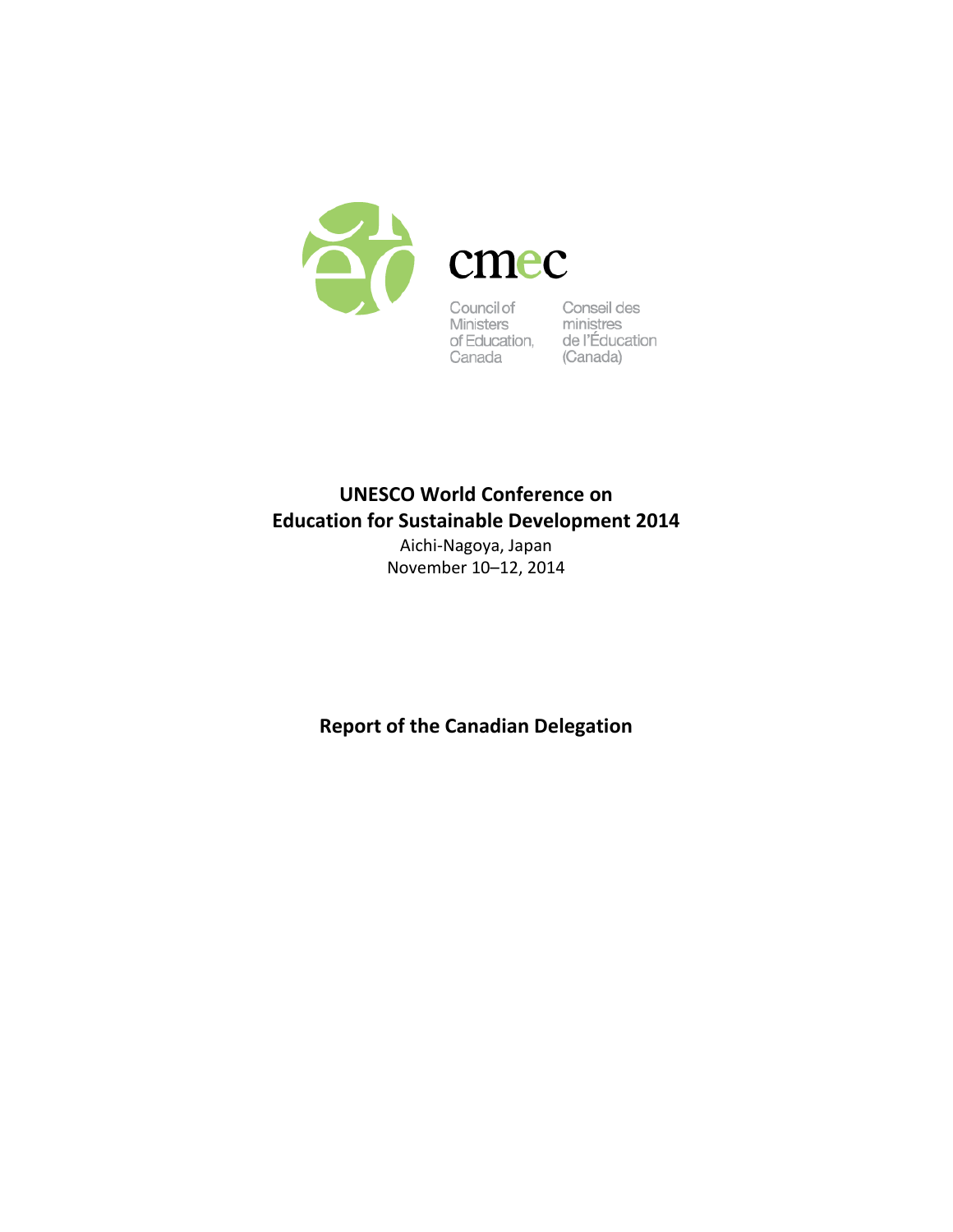cmec

Council of Ministers of Education, Canada

Conseil des ministres de l'Éducation (Canada)

# UNESCO World Conference on Education for Sustainable Development 2014

Aichi-Nagoya, Japan
November 10–12, 2014

## Report of the Canadian Delegation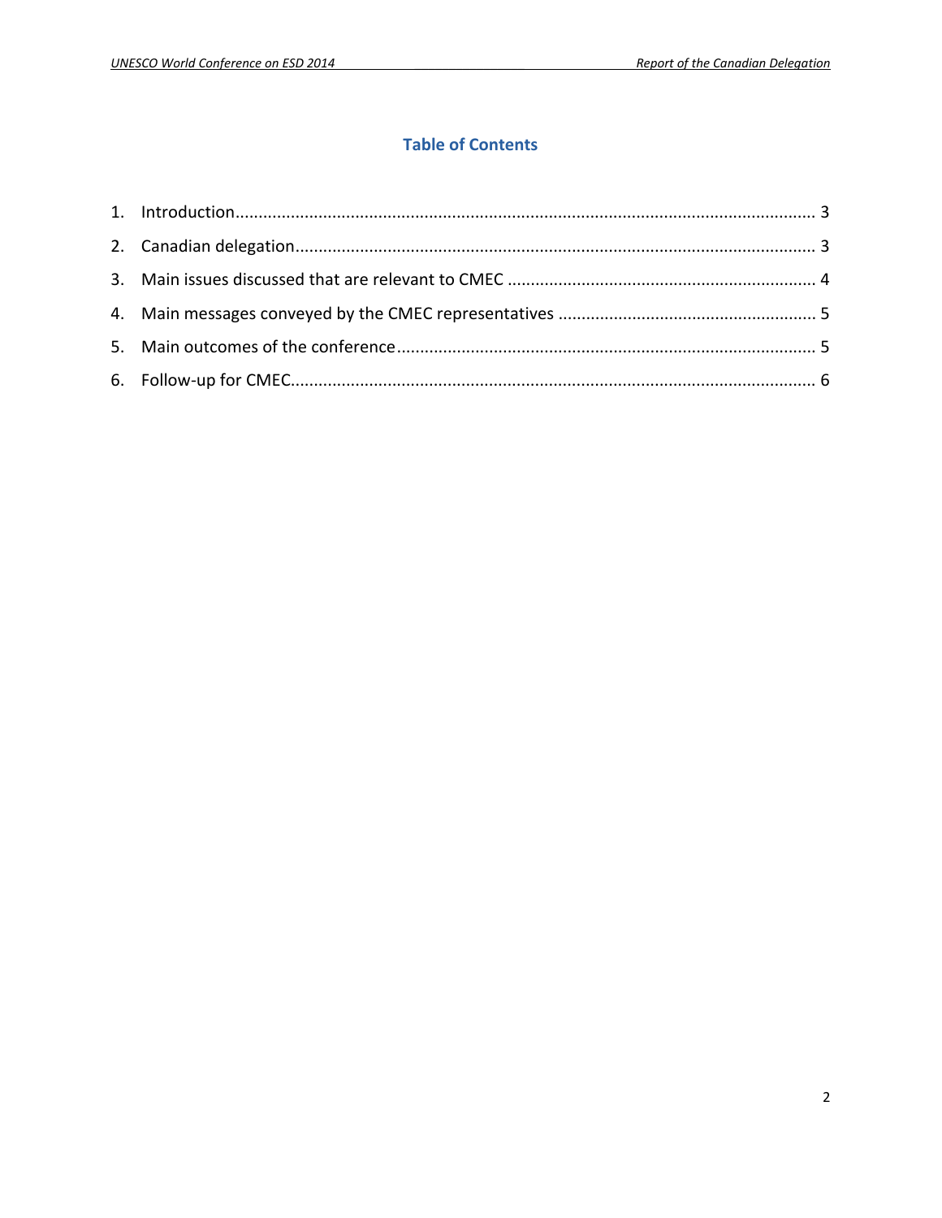## Table of Contents

1. Introduction ........................................................................................................................ 3
2. Canadian delegation ............................................................................................................. 3
3. Main issues discussed that are relevant to CMEC ................................................................. 4
4. Main messages conveyed by the CMEC representatives ...................................................... 5
5. Main outcomes of the conference ......................................................................................... 5
6. Follow-up for CMEC ............................................................................................................... 6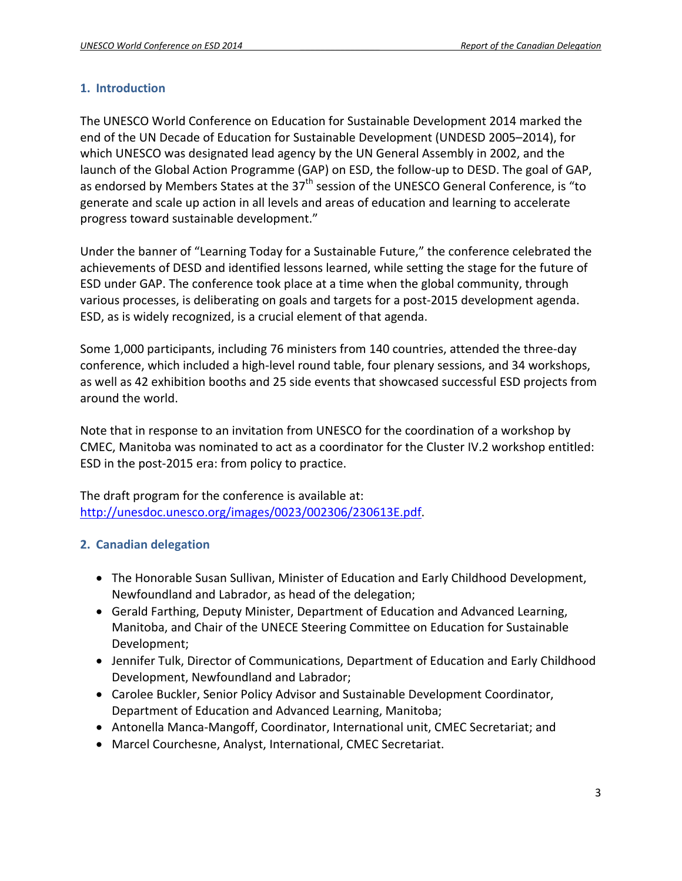## 1. Introduction

The UNESCO World Conference on Education for Sustainable Development 2014 marked the end of the UN Decade of Education for Sustainable Development (UNDESD 2005–2014), for which UNESCO was designated lead agency by the UN General Assembly in 2002, and the launch of the Global Action Programme (GAP) on ESD, the follow-up to DESD. The goal of GAP, as endorsed by Members States at the 37th session of the UNESCO General Conference, is "to generate and scale up action in all levels and areas of education and learning to accelerate progress toward sustainable development."

Under the banner of "Learning Today for a Sustainable Future," the conference celebrated the achievements of DESD and identified lessons learned, while setting the stage for the future of ESD under GAP. The conference took place at a time when the global community, through various processes, is deliberating on goals and targets for a post-2015 development agenda. ESD, as is widely recognized, is a crucial element of that agenda.

Some 1,000 participants, including 76 ministers from 140 countries, attended the three-day conference, which included a high-level round table, four plenary sessions, and 34 workshops, as well as 42 exhibition booths and 25 side events that showcased successful ESD projects from around the world.

Note that in response to an invitation from UNESCO for the coordination of a workshop by CMEC, Manitoba was nominated to act as a coordinator for the Cluster IV.2 workshop entitled: ESD in the post-2015 era: from policy to practice.

The draft program for the conference is available at: [http://unesdoc.unesco.org/images/0023/002306/230613E.pdf](http://unesdoc.unesco.org/images/0023/002306/230613E.pdf).

## 2. Canadian delegation

- The Honorable Susan Sullivan, Minister of Education and Early Childhood Development, Newfoundland and Labrador, as head of the delegation;
- Gerald Farthing, Deputy Minister, Department of Education and Advanced Learning, Manitoba, and Chair of the UNECE Steering Committee on Education for Sustainable Development;
- Jennifer Tulk, Director of Communications, Department of Education and Early Childhood Development, Newfoundland and Labrador;
- Carolee Buckler, Senior Policy Advisor and Sustainable Development Coordinator, Department of Education and Advanced Learning, Manitoba;
- Antonella Manca-Mangoff, Coordinator, International unit, CMEC Secretariat; and
- Marcel Courchesne, Analyst, International, CMEC Secretariat.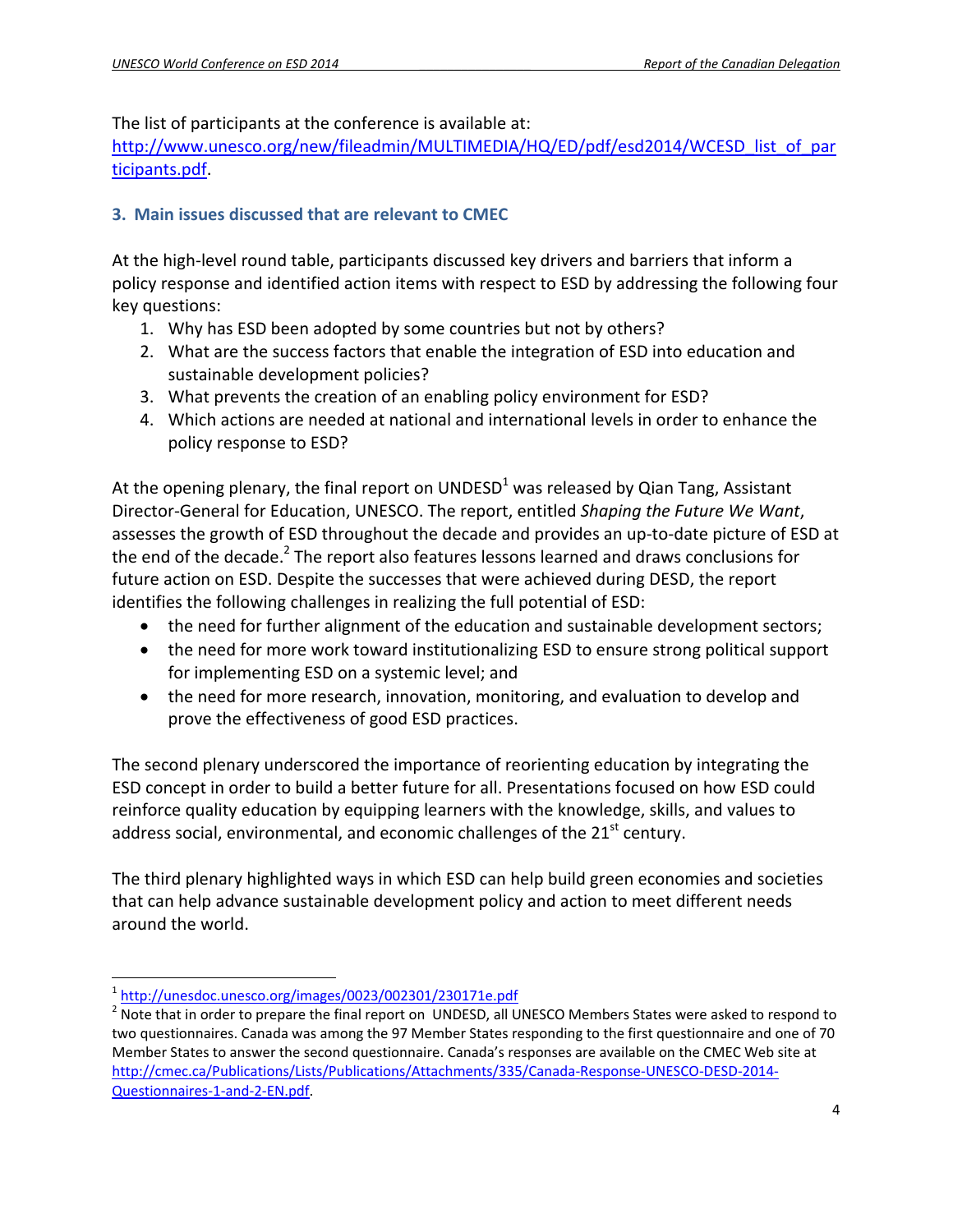The list of participants at the conference is available at: http://www.unesco.org/new/fileadmin/MULTIMEDIA/HQ/ED/pdf/esd2014/WCESD_list_of_participants.pdf.

### 3. Main issues discussed that are relevant to CMEC

At the high-level round table, participants discussed key drivers and barriers that inform a policy response and identified action items with respect to ESD by addressing the following four key questions:

1. Why has ESD been adopted by some countries but not by others?
2. What are the success factors that enable the integration of ESD into education and sustainable development policies?
3. What prevents the creation of an enabling policy environment for ESD?
4. Which actions are needed at national and international levels in order to enhance the policy response to ESD?

At the opening plenary, the final report on UNDESD[1] was released by Qian Tang, Assistant Director-General for Education, UNESCO. The report, entitled *Shaping the Future We Want*, assesses the growth of ESD throughout the decade and provides an up-to-date picture of ESD at the end of the decade.[2] The report also features lessons learned and draws conclusions for future action on ESD. Despite the successes that were achieved during DESD, the report identifies the following challenges in realizing the full potential of ESD:

- the need for further alignment of the education and sustainable development sectors;
- the need for more work toward institutionalizing ESD to ensure strong political support for implementing ESD on a systemic level; and
- the need for more research, innovation, monitoring, and evaluation to develop and prove the effectiveness of good ESD practices.

The second plenary underscored the importance of reorienting education by integrating the ESD concept in order to build a better future for all. Presentations focused on how ESD could reinforce quality education by equipping learners with the knowledge, skills, and values to address social, environmental, and economic challenges of the 21st century.

The third plenary highlighted ways in which ESD can help build green economies and societies that can help advance sustainable development policy and action to meet different needs around the world.

---

[1] http://unesdoc.unesco.org/images/0023/002301/230171e.pdf

[2] Note that in order to prepare the final report on UNDESD, all UNESCO Members States were asked to respond to two questionnaires. Canada was among the 97 Member States responding to the first questionnaire and one of 70 Member States to answer the second questionnaire. Canada's responses are available on the CMEC Web site at http://cmec.ca/Publications/Lists/Publications/Attachments/335/Canada-Response-UNESCO-DESD-2014-Questionnaires-1-and-2-EN.pdf.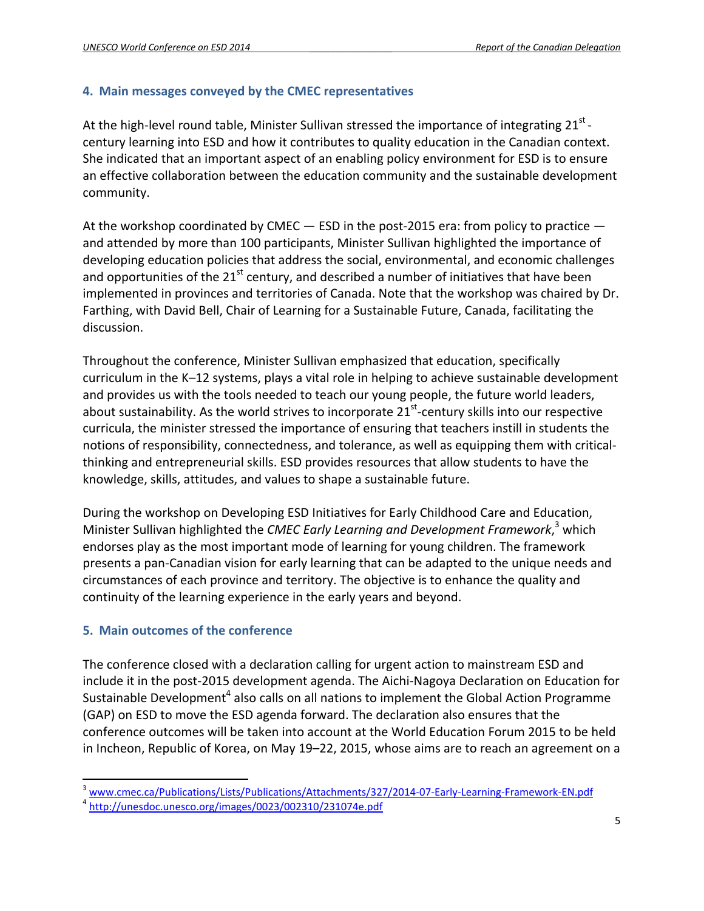## 4. Main messages conveyed by the CMEC representatives

At the high-level round table, Minister Sullivan stressed the importance of integrating 21st-century learning into ESD and how it contributes to quality education in the Canadian context. She indicated that an important aspect of an enabling policy environment for ESD is to ensure an effective collaboration between the education community and the sustainable development community.

At the workshop coordinated by CMEC — ESD in the post-2015 era: from policy to practice — and attended by more than 100 participants, Minister Sullivan highlighted the importance of developing education policies that address the social, environmental, and economic challenges and opportunities of the 21st century, and described a number of initiatives that have been implemented in provinces and territories of Canada. Note that the workshop was chaired by Dr. Farthing, with David Bell, Chair of Learning for a Sustainable Future, Canada, facilitating the discussion.

Throughout the conference, Minister Sullivan emphasized that education, specifically curriculum in the K–12 systems, plays a vital role in helping to achieve sustainable development and provides us with the tools needed to teach our young people, the future world leaders, about sustainability. As the world strives to incorporate 21st-century skills into our respective curricula, the minister stressed the importance of ensuring that teachers instill in students the notions of responsibility, connectedness, and tolerance, as well as equipping them with critical-thinking and entrepreneurial skills. ESD provides resources that allow students to have the knowledge, skills, attitudes, and values to shape a sustainable future.

During the workshop on Developing ESD Initiatives for Early Childhood Care and Education, Minister Sullivan highlighted the *CMEC Early Learning and Development Framework*,[3] which endorses play as the most important mode of learning for young children. The framework presents a pan-Canadian vision for early learning that can be adapted to the unique needs and circumstances of each province and territory. The objective is to enhance the quality and continuity of the learning experience in the early years and beyond.

## 5. Main outcomes of the conference

The conference closed with a declaration calling for urgent action to mainstream ESD and include it in the post-2015 development agenda. The Aichi-Nagoya Declaration on Education for Sustainable Development[4] also calls on all nations to implement the Global Action Programme (GAP) on ESD to move the ESD agenda forward. The declaration also ensures that the conference outcomes will be taken into account at the World Education Forum 2015 to be held in Incheon, Republic of Korea, on May 19–22, 2015, whose aims are to reach an agreement on a

---

[3] www.cmec.ca/Publications/Lists/Publications/Attachments/327/2014-07-Early-Learning-Framework-EN.pdf

[4] http://unesdoc.unesco.org/images/0023/002310/231074e.pdf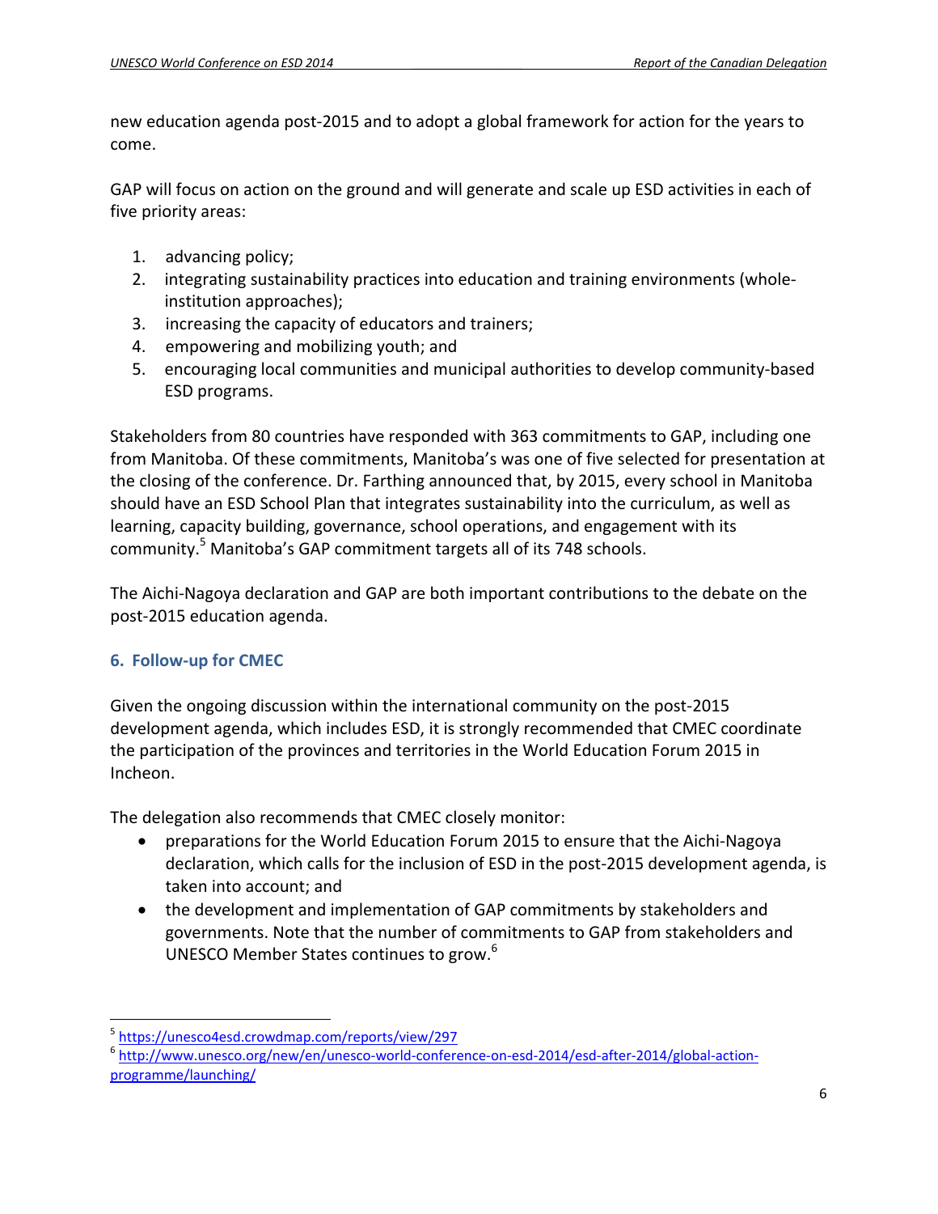new education agenda post-2015 and to adopt a global framework for action for the years to come.

GAP will focus on action on the ground and will generate and scale up ESD activities in each of five priority areas:

1. advancing policy;
2. integrating sustainability practices into education and training environments (whole-institution approaches);
3. increasing the capacity of educators and trainers;
4. empowering and mobilizing youth; and
5. encouraging local communities and municipal authorities to develop community-based ESD programs.

Stakeholders from 80 countries have responded with 363 commitments to GAP, including one from Manitoba. Of these commitments, Manitoba's was one of five selected for presentation at the closing of the conference. Dr. Farthing announced that, by 2015, every school in Manitoba should have an ESD School Plan that integrates sustainability into the curriculum, as well as learning, capacity building, governance, school operations, and engagement with its community.[5] Manitoba's GAP commitment targets all of its 748 schools.

The Aichi-Nagoya declaration and GAP are both important contributions to the debate on the post-2015 education agenda.

## 6. Follow-up for CMEC

Given the ongoing discussion within the international community on the post-2015 development agenda, which includes ESD, it is strongly recommended that CMEC coordinate the participation of the provinces and territories in the World Education Forum 2015 in Incheon.

The delegation also recommends that CMEC closely monitor:

- preparations for the World Education Forum 2015 to ensure that the Aichi-Nagoya declaration, which calls for the inclusion of ESD in the post-2015 development agenda, is taken into account; and
- the development and implementation of GAP commitments by stakeholders and governments. Note that the number of commitments to GAP from stakeholders and UNESCO Member States continues to grow.[6]

---

[5] https://unesco4esd.crowdmap.com/reports/view/297

[6] http://www.unesco.org/new/en/unesco-world-conference-on-esd-2014/esd-after-2014/global-action-programme/launching/